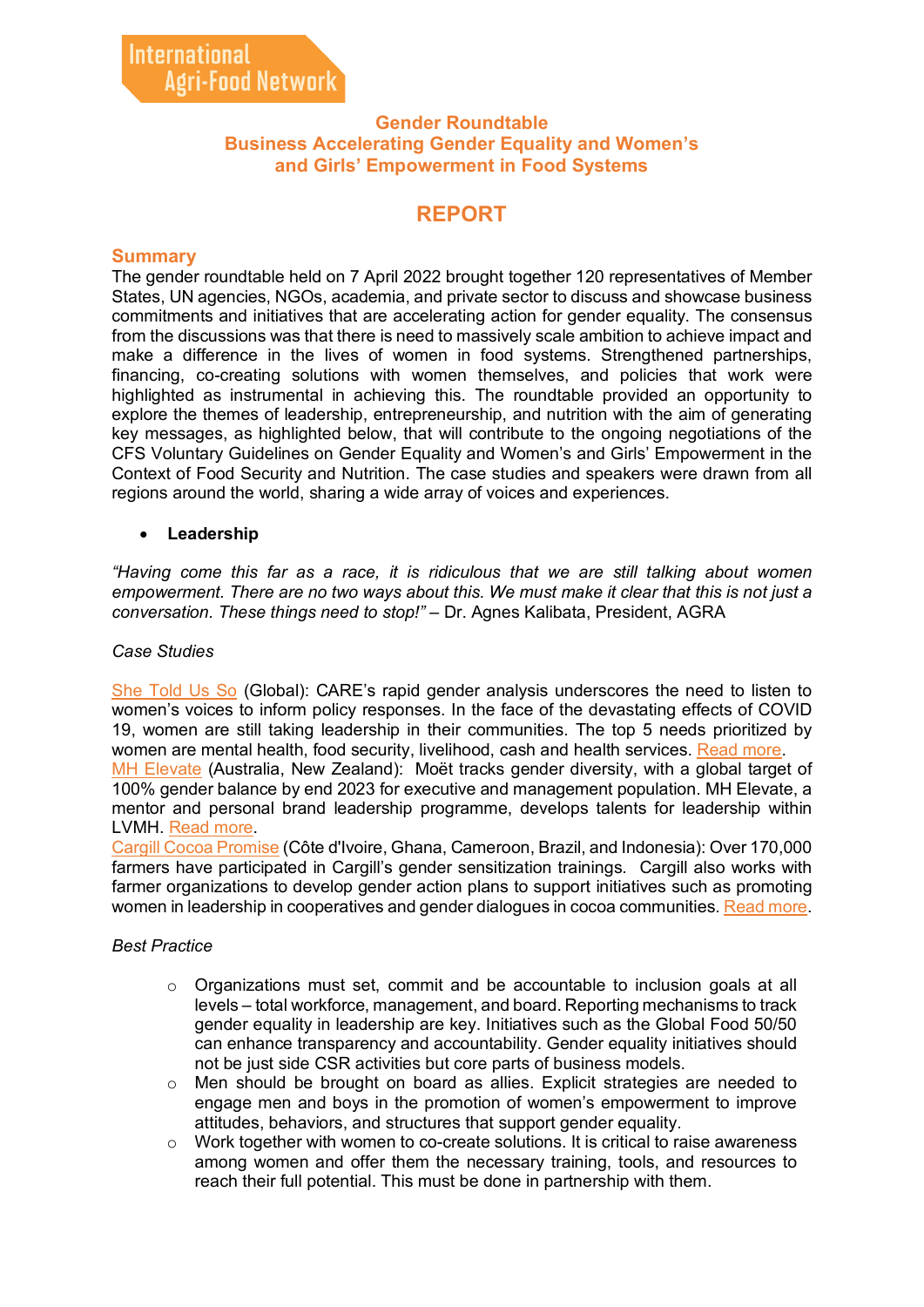International
Agri-Food Network

# Gender Roundtable
# Business Accelerating Gender Equality and Women's and Girls' Empowerment in Food Systems

## REPORT

### Summary

The gender roundtable held on 7 April 2022 brought together 120 representatives of Member States, UN agencies, NGOs, academia, and private sector to discuss and showcase business commitments and initiatives that are accelerating action for gender equality. The consensus from the discussions was that there is need to massively scale ambition to achieve impact and make a difference in the lives of women in food systems. Strengthened partnerships, financing, co-creating solutions with women themselves, and policies that work were highlighted as instrumental in achieving this. The roundtable provided an opportunity to explore the themes of leadership, entrepreneurship, and nutrition with the aim of generating key messages, as highlighted below, that will contribute to the ongoing negotiations of the CFS Voluntary Guidelines on Gender Equality and Women's and Girls' Empowerment in the Context of Food Security and Nutrition. The case studies and speakers were drawn from all regions around the world, sharing a wide array of voices and experiences.

- **Leadership**

*"Having come this far as a race, it is ridiculous that we are still talking about women empowerment. There are no two ways about this. We must make it clear that this is not just a conversation. These things need to stop!"* – Dr. Agnes Kalibata, President, AGRA

*Case Studies*

She Told Us So (Global): CARE's rapid gender analysis underscores the need to listen to women's voices to inform policy responses. In the face of the devastating effects of COVID 19, women are still taking leadership in their communities. The top 5 needs prioritized by women are mental health, food security, livelihood, cash and health services. Read more.

MH Elevate (Australia, New Zealand): Moët tracks gender diversity, with a global target of 100% gender balance by end 2023 for executive and management population. MH Elevate, a mentor and personal brand leadership programme, develops talents for leadership within LVMH. Read more.

Cargill Cocoa Promise (Côte d'Ivoire, Ghana, Cameroon, Brazil, and Indonesia): Over 170,000 farmers have participated in Cargill's gender sensitization trainings. Cargill also works with farmer organizations to develop gender action plans to support initiatives such as promoting women in leadership in cooperatives and gender dialogues in cocoa communities. Read more.

*Best Practice*

- Organizations must set, commit and be accountable to inclusion goals at all levels – total workforce, management, and board. Reporting mechanisms to track gender equality in leadership are key. Initiatives such as the Global Food 50/50 can enhance transparency and accountability. Gender equality initiatives should not be just side CSR activities but core parts of business models.
- Men should be brought on board as allies. Explicit strategies are needed to engage men and boys in the promotion of women's empowerment to improve attitudes, behaviors, and structures that support gender equality.
- Work together with women to co-create solutions. It is critical to raise awareness among women and offer them the necessary training, tools, and resources to reach their full potential. This must be done in partnership with them.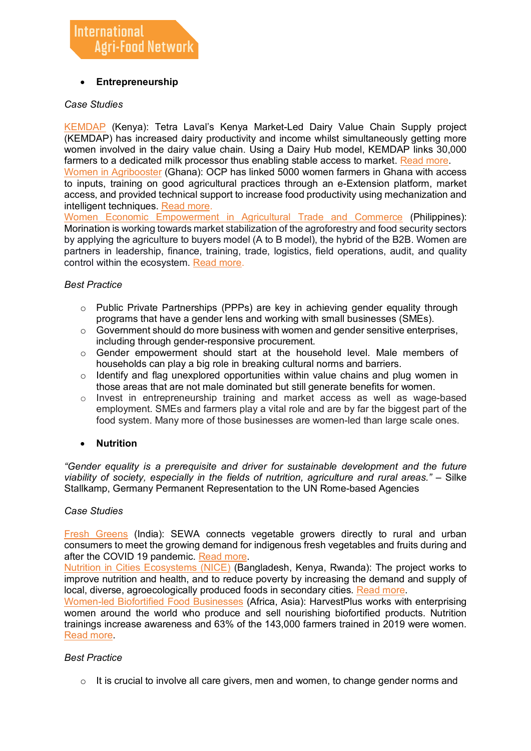- **Entrepreneurship**

*Case Studies*

KEMDAP (Kenya): Tetra Laval's Kenya Market-Led Dairy Value Chain Supply project (KEMDAP) has increased dairy productivity and income whilst simultaneously getting more women involved in the dairy value chain. Using a Dairy Hub model, KEMDAP links 30,000 farmers to a dedicated milk processor thus enabling stable access to market. Read more.
Women in Agribooster (Ghana): OCP has linked 5000 women farmers in Ghana with access to inputs, training on good agricultural practices through an e-Extension platform, market access, and provided technical support to increase food productivity using mechanization and intelligent techniques. Read more.
Women Economic Empowerment in Agricultural Trade and Commerce (Philippines): Morination is working towards market stabilization of the agroforestry and food security sectors by applying the agriculture to buyers model (A to B model), the hybrid of the B2B. Women are partners in leadership, finance, training, trade, logistics, field operations, audit, and quality control within the ecosystem. Read more.

*Best Practice*

- Public Private Partnerships (PPPs) are key in achieving gender equality through programs that have a gender lens and working with small businesses (SMEs).
- Government should do more business with women and gender sensitive enterprises, including through gender-responsive procurement.
- Gender empowerment should start at the household level. Male members of households can play a big role in breaking cultural norms and barriers.
- Identify and flag unexplored opportunities within value chains and plug women in those areas that are not male dominated but still generate benefits for women.
- Invest in entrepreneurship training and market access as well as wage-based employment. SMEs and farmers play a vital role and are by far the biggest part of the food system. Many more of those businesses are women-led than large scale ones.

- **Nutrition**

*"Gender equality is a prerequisite and driver for sustainable development and the future viability of society, especially in the fields of nutrition, agriculture and rural areas."* – Silke Stallkamp, Germany Permanent Representation to the UN Rome-based Agencies

*Case Studies*

Fresh Greens (India): SEWA connects vegetable growers directly to rural and urban consumers to meet the growing demand for indigenous fresh vegetables and fruits during and after the COVID 19 pandemic. Read more.
Nutrition in Cities Ecosystems (NICE) (Bangladesh, Kenya, Rwanda): The project works to improve nutrition and health, and to reduce poverty by increasing the demand and supply of local, diverse, agroecologically produced foods in secondary cities. Read more.
Women-led Biofortified Food Businesses (Africa, Asia): HarvestPlus works with enterprising women around the world who produce and sell nourishing biofortified products. Nutrition trainings increase awareness and 63% of the 143,000 farmers trained in 2019 were women. Read more.

*Best Practice*

- It is crucial to involve all care givers, men and women, to change gender norms and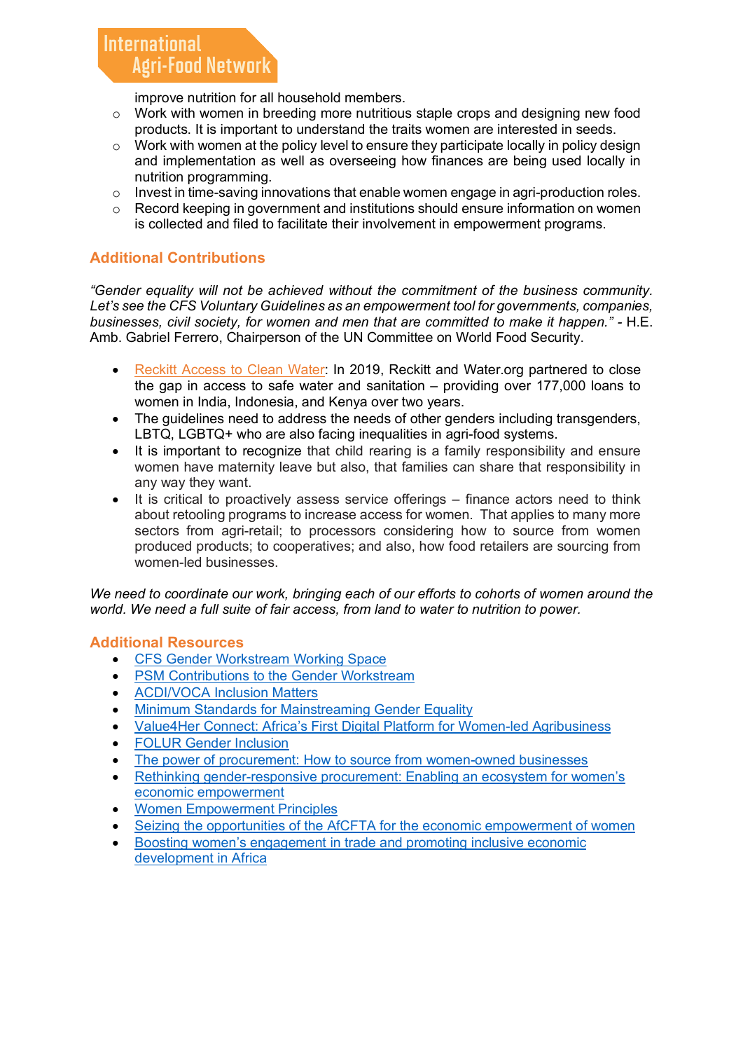improve nutrition for all household members.
  - Work with women in breeding more nutritious staple crops and designing new food products. It is important to understand the traits women are interested in seeds.
  - Work with women at the policy level to ensure they participate locally in policy design and implementation as well as overseeing how finances are being used locally in nutrition programming.
  - Invest in time-saving innovations that enable women engage in agri-production roles.
  - Record keeping in government and institutions should ensure information on women is collected and filed to facilitate their involvement in empowerment programs.

## Additional Contributions

*"Gender equality will not be achieved without the commitment of the business community. Let's see the CFS Voluntary Guidelines as an empowerment tool for governments, companies, businesses, civil society, for women and men that are committed to make it happen."* - H.E. Amb. Gabriel Ferrero, Chairperson of the UN Committee on World Food Security.

- Reckitt Access to Clean Water: In 2019, Reckitt and Water.org partnered to close the gap in access to safe water and sanitation – providing over 177,000 loans to women in India, Indonesia, and Kenya over two years.
- The guidelines need to address the needs of other genders including transgenders, LBTQ, LGBTQ+ who are also facing inequalities in agri-food systems.
- It is important to recognize that child rearing is a family responsibility and ensure women have maternity leave but also, that families can share that responsibility in any way they want.
- It is critical to proactively assess service offerings – finance actors need to think about retooling programs to increase access for women. That applies to many more sectors from agri-retail; to processors considering how to source from women produced products; to cooperatives; and also, how food retailers are sourcing from women-led businesses.

*We need to coordinate our work, bringing each of our efforts to cohorts of women around the world. We need a full suite of fair access, from land to water to nutrition to power.*

## Additional Resources

- CFS Gender Workstream Working Space
- PSM Contributions to the Gender Workstream
- ACDI/VOCA Inclusion Matters
- Minimum Standards for Mainstreaming Gender Equality
- Value4Her Connect: Africa's First Digital Platform for Women-led Agribusiness
- FOLUR Gender Inclusion
- The power of procurement: How to source from women-owned businesses
- Rethinking gender-responsive procurement: Enabling an ecosystem for women's economic empowerment
- Women Empowerment Principles
- Seizing the opportunities of the AfCFTA for the economic empowerment of women
- Boosting women's engagement in trade and promoting inclusive economic development in Africa